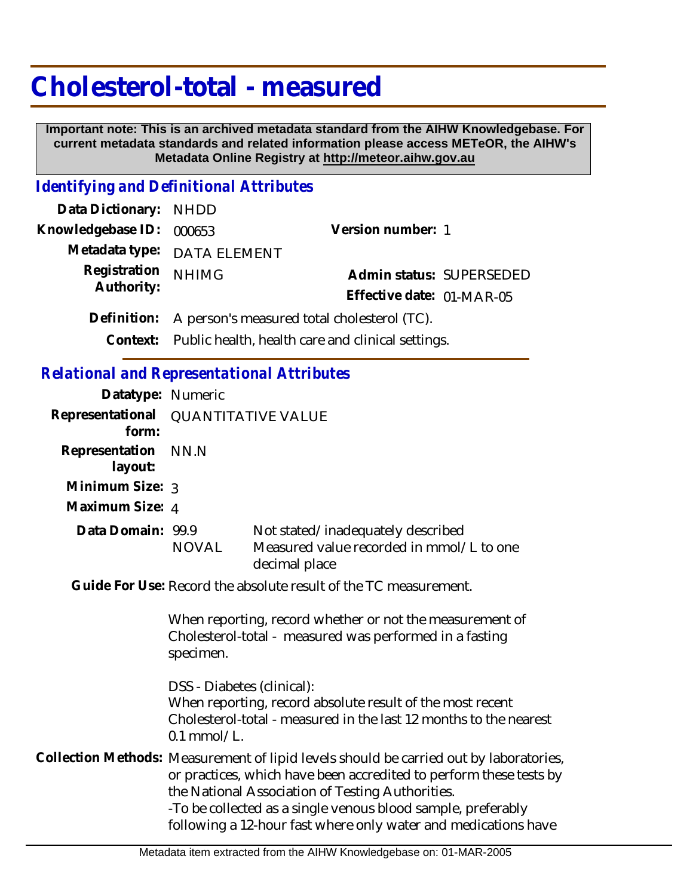# Cholesterol-total - measured

**Important note: This is an archived metadata standard from the AIHW Knowledgebase. For current metadata standards and related information please access METeOR, the AIHW's Metadata Online Registry at http://meteor.aihw.gov.au**

## *Identifying and Definitional Attributes*

**Data Dictionary:** NHDD

**Knowledgebase ID:** 000653

**Version number:** 1

**Metadata type:** DATA ELEMENT

**Registration Authority:** NHIMG

**Admin status:** SUPERSEDED

**Effective date:** 01-MAR-05

**Definition:** A person's measured total cholesterol (TC).

**Context:** Public health, health care and clinical settings.

## *Relational and Representational Attributes*

**Datatype:** Numeric

**Representational form:** QUANTITATIVE VALUE

**Representation layout:** NN.N

**Minimum Size:** 3

**Maximum Size:** 4

**Data Domain:**

| | |
|---|---|
| 99.9 | Not stated/inadequately described |
| NOVAL | Measured value recorded in mmol/L to one decimal place |

**Guide For Use:** Record the absolute result of the TC measurement.

When reporting, record whether or not the measurement of Cholesterol-total - measured was performed in a fasting specimen.

DSS - Diabetes (clinical):
When reporting, record absolute result of the most recent Cholesterol-total - measured in the last 12 months to the nearest 0.1 mmol/L.

**Collection Methods:** Measurement of lipid levels should be carried out by laboratories, or practices, which have been accredited to perform these tests by the National Association of Testing Authorities.
-To be collected as a single venous blood sample, preferably following a 12-hour fast where only water and medications have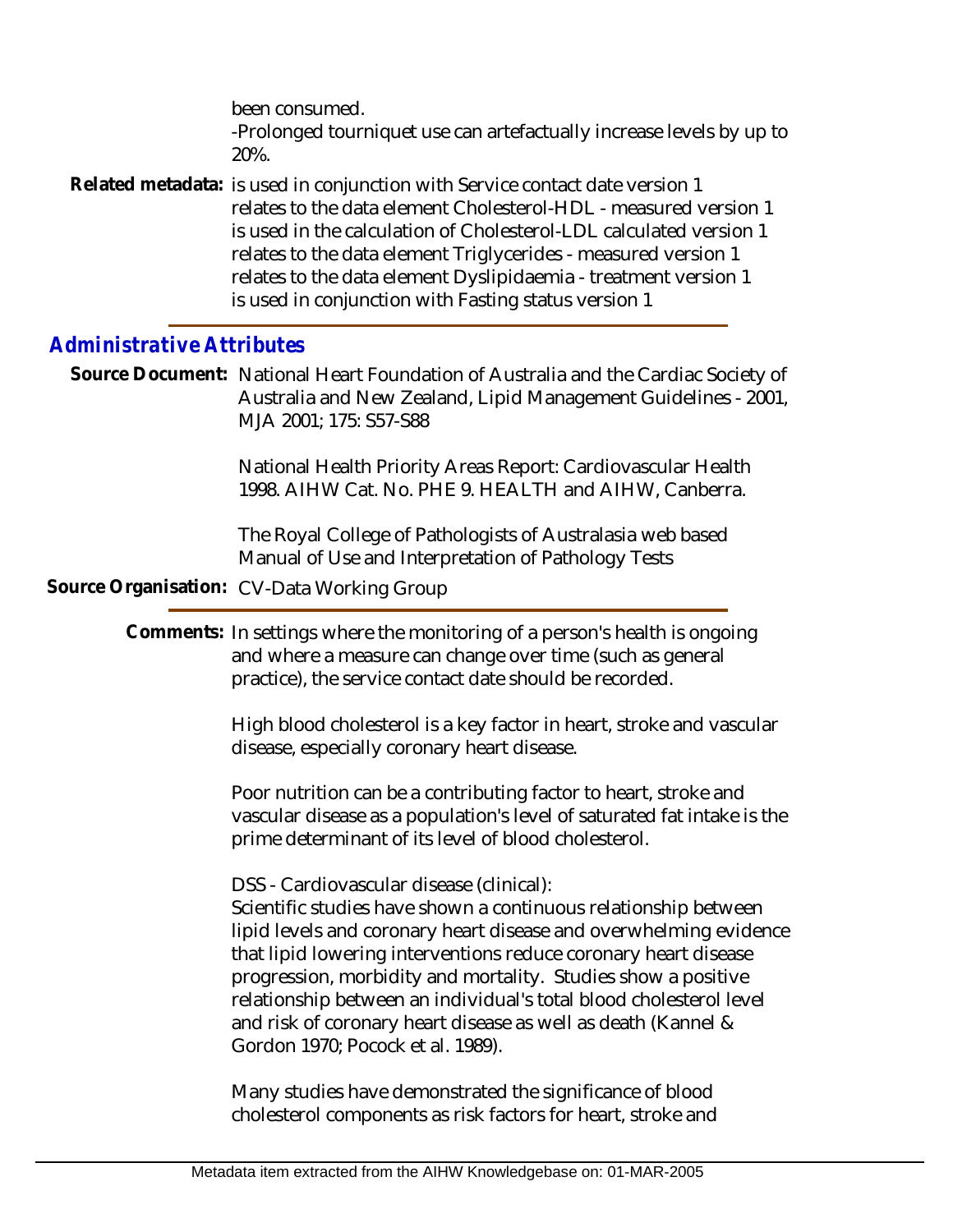been consumed.

-Prolonged tourniquet use can artefactually increase levels by up to 20%.

**Related metadata:** is used in conjunction with Service contact date version 1
relates to the data element Cholesterol-HDL - measured version 1
is used in the calculation of Cholesterol-LDL calculated version 1
relates to the data element Triglycerides - measured version 1
relates to the data element Dyslipidaemia - treatment version 1
is used in conjunction with Fasting status version 1

## *Administrative Attributes*

**Source Document:** National Heart Foundation of Australia and the Cardiac Society of Australia and New Zealand, Lipid Management Guidelines - 2001, MJA 2001; 175: S57-S88

National Health Priority Areas Report: Cardiovascular Health 1998. AIHW Cat. No. PHE 9. HEALTH and AIHW, Canberra.

The Royal College of Pathologists of Australasia web based Manual of Use and Interpretation of Pathology Tests

**Source Organisation:** CV-Data Working Group

**Comments:** In settings where the monitoring of a person's health is ongoing and where a measure can change over time (such as general practice), the service contact date should be recorded.

High blood cholesterol is a key factor in heart, stroke and vascular disease, especially coronary heart disease.

Poor nutrition can be a contributing factor to heart, stroke and vascular disease as a population's level of saturated fat intake is the prime determinant of its level of blood cholesterol.

DSS - Cardiovascular disease (clinical):
Scientific studies have shown a continuous relationship between lipid levels and coronary heart disease and overwhelming evidence that lipid lowering interventions reduce coronary heart disease progression, morbidity and mortality. Studies show a positive relationship between an individual's total blood cholesterol level and risk of coronary heart disease as well as death (Kannel & Gordon 1970; Pocock et al. 1989).

Many studies have demonstrated the significance of blood cholesterol components as risk factors for heart, stroke and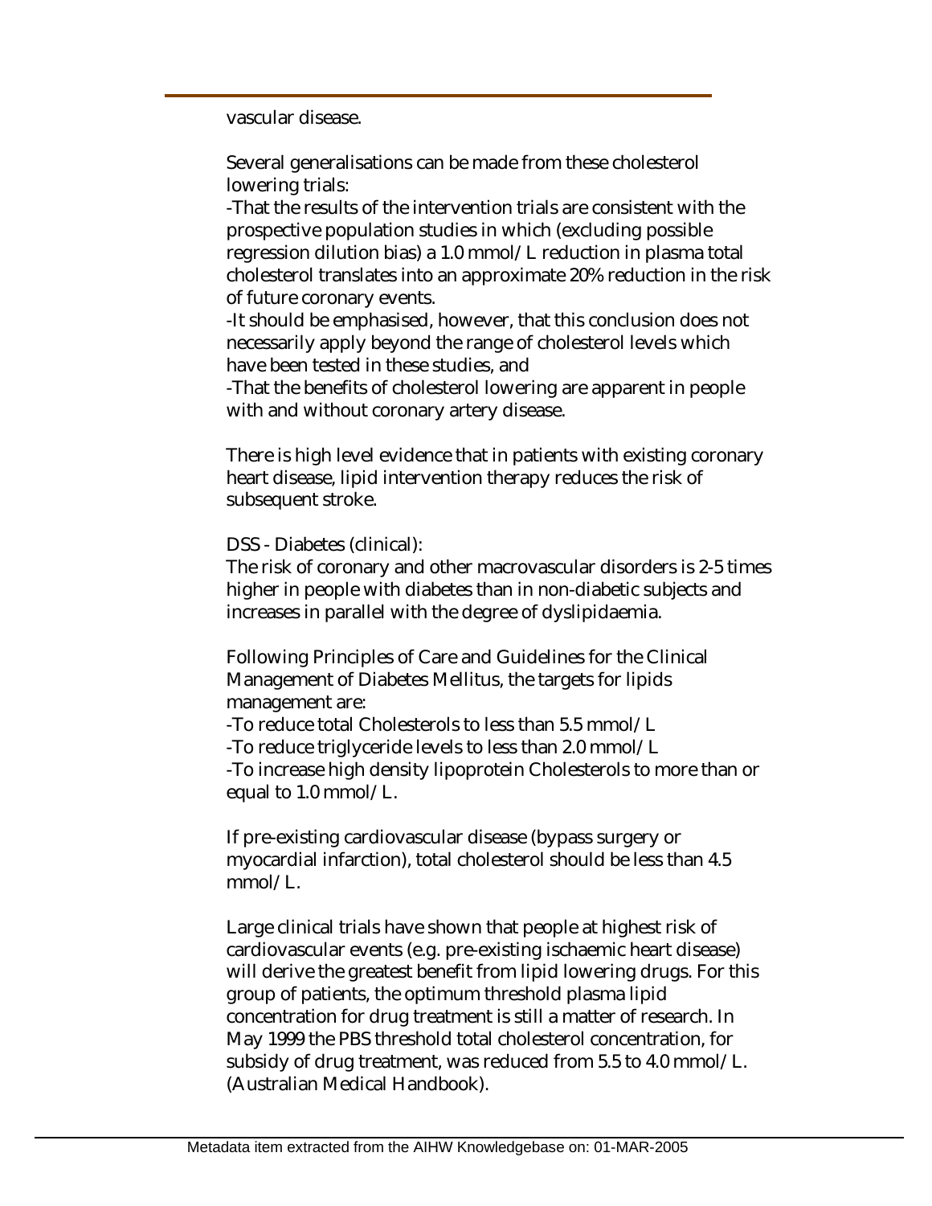vascular disease.

Several generalisations can be made from these cholesterol lowering trials:
-That the results of the intervention trials are consistent with the prospective population studies in which (excluding possible regression dilution bias) a 1.0 mmol/L reduction in plasma total cholesterol translates into an approximate 20% reduction in the risk of future coronary events.
-It should be emphasised, however, that this conclusion does not necessarily apply beyond the range of cholesterol levels which have been tested in these studies, and
-That the benefits of cholesterol lowering are apparent in people with and without coronary artery disease.

There is high level evidence that in patients with existing coronary heart disease, lipid intervention therapy reduces the risk of subsequent stroke.

DSS - Diabetes (clinical):
The risk of coronary and other macrovascular disorders is 2-5 times higher in people with diabetes than in non-diabetic subjects and increases in parallel with the degree of dyslipidaemia.

Following Principles of Care and Guidelines for the Clinical Management of Diabetes Mellitus, the targets for lipids management are:
-To reduce total Cholesterols to less than 5.5 mmol/L
-To reduce triglyceride levels to less than 2.0 mmol/L
-To increase high density lipoprotein Cholesterols to more than or equal to 1.0 mmol/L.

If pre-existing cardiovascular disease (bypass surgery or myocardial infarction), total cholesterol should be less than 4.5 mmol/L.

Large clinical trials have shown that people at highest risk of cardiovascular events (e.g. pre-existing ischaemic heart disease) will derive the greatest benefit from lipid lowering drugs. For this group of patients, the optimum threshold plasma lipid concentration for drug treatment is still a matter of research. In May 1999 the PBS threshold total cholesterol concentration, for subsidy of drug treatment, was reduced from 5.5 to 4.0 mmol/L. (Australian Medical Handbook).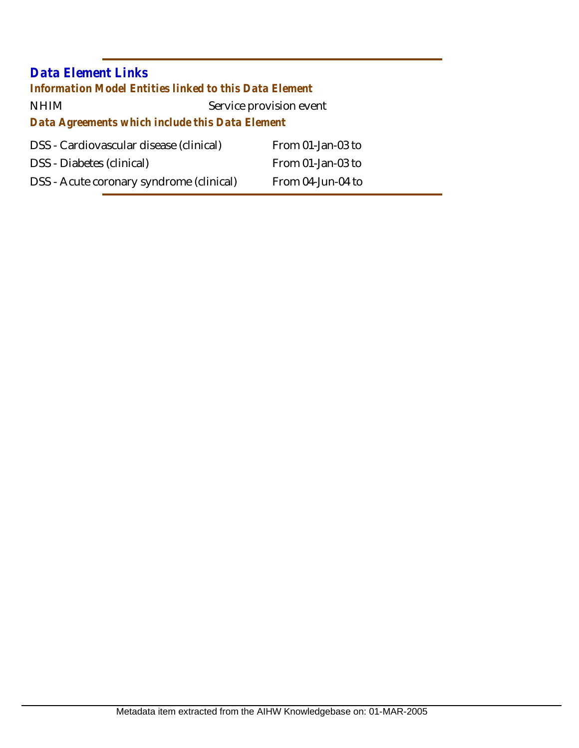## Data Element Links

### *Information Model Entities linked to this Data Element*

| | |
|---|---|
| NHIM | Service provision event |

### *Data Agreements which include this Data Element*

| | |
|---|---|
| DSS - Cardiovascular disease (clinical) | From 01-Jan-03 to |
| DSS - Diabetes (clinical) | From 01-Jan-03 to |
| DSS - Acute coronary syndrome (clinical) | From 04-Jun-04 to |

Metadata item extracted from the AIHW Knowledgebase on: 01-MAR-2005